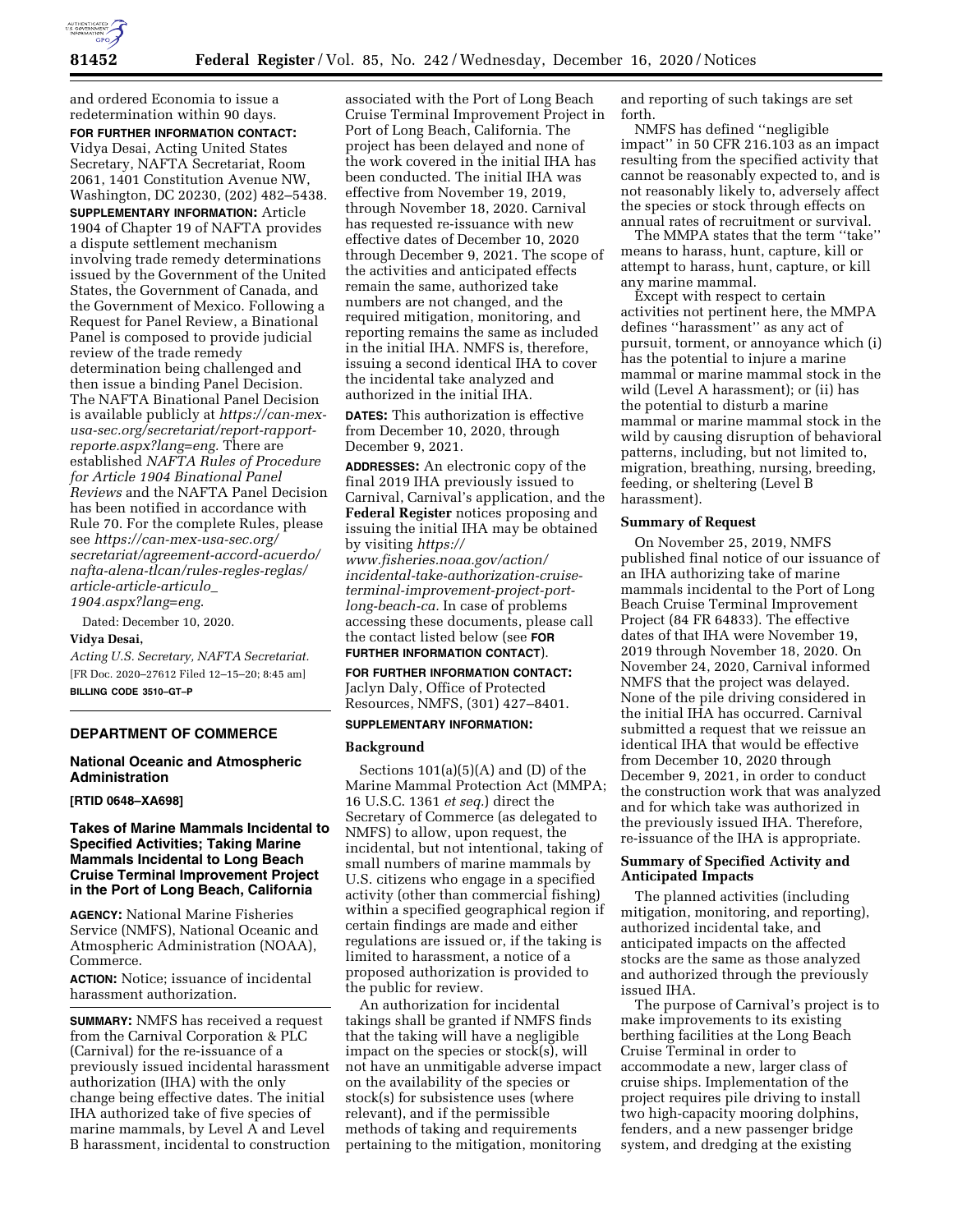and ordered Economia to issue a redetermination within 90 days.

**FOR FURTHER INFORMATION CONTACT:** Vidya Desai, Acting United States Secretary, NAFTA Secretariat, Room 2061, 1401 Constitution Avenue NW, Washington, DC 20230, (202) 482–5438.

**SUPPLEMENTARY INFORMATION:** Article 1904 of Chapter 19 of NAFTA provides a dispute settlement mechanism involving trade remedy determinations issued by the Government of the United States, the Government of Canada, and the Government of Mexico. Following a Request for Panel Review, a Binational Panel is composed to provide judicial review of the trade remedy determination being challenged and then issue a binding Panel Decision. The NAFTA Binational Panel Decision is available publicly at *https://can-mex-usa-sec.org/secretariat/report-rapport-reporte.aspx?lang=eng.* There are established *NAFTA Rules of Procedure for Article 1904 Binational Panel Reviews* and the NAFTA Panel Decision has been notified in accordance with Rule 70. For the complete Rules, please see *https://can-mex-usa-sec.org/secretariat/agreement-accord-acuerdo/nafta-alena-tlcan/rules-regles-reglas/article-article-articulo_1904.aspx?lang=eng.*

Dated: December 10, 2020.

**Vidya Desai,**

*Acting U.S. Secretary, NAFTA Secretariat.*

[FR Doc. 2020–27612 Filed 12–15–20; 8:45 am]

**BILLING CODE 3510–GT–P**

---

## DEPARTMENT OF COMMERCE

### National Oceanic and Atmospheric Administration

**[RTID 0648–XA698]**

### Takes of Marine Mammals Incidental to Specified Activities; Taking Marine Mammals Incidental to Long Beach Cruise Terminal Improvement Project in the Port of Long Beach, California

**AGENCY:** National Marine Fisheries Service (NMFS), National Oceanic and Atmospheric Administration (NOAA), Commerce.

**ACTION:** Notice; issuance of incidental harassment authorization.

**SUMMARY:** NMFS has received a request from the Carnival Corporation & PLC (Carnival) for the re-issuance of a previously issued incidental harassment authorization (IHA) with the only change being effective dates. The initial IHA authorized take of five species of marine mammals, by Level A and Level B harassment, incidental to construction associated with the Port of Long Beach Cruise Terminal Improvement Project in Port of Long Beach, California. The project has been delayed and none of the work covered in the initial IHA has been conducted. The initial IHA was effective from November 19, 2019, through November 18, 2020. Carnival has requested re-issuance with new effective dates of December 10, 2020 through December 9, 2021. The scope of the activities and anticipated effects remain the same, authorized take numbers are not changed, and the required mitigation, monitoring, and reporting remains the same as included in the initial IHA. NMFS is, therefore, issuing a second identical IHA to cover the incidental take analyzed and authorized in the initial IHA.

**DATES:** This authorization is effective from December 10, 2020, through December 9, 2021.

**ADDRESSES:** An electronic copy of the final 2019 IHA previously issued to Carnival, Carnival's application, and the **Federal Register** notices proposing and issuing the initial IHA may be obtained by visiting *https://www.fisheries.noaa.gov/action/incidental-take-authorization-cruise-terminal-improvement-project-port-long-beach-ca.* In case of problems accessing these documents, please call the contact listed below (see **FOR FURTHER INFORMATION CONTACT**).

**FOR FURTHER INFORMATION CONTACT:** Jaclyn Daly, Office of Protected Resources, NMFS, (301) 427–8401.

**SUPPLEMENTARY INFORMATION:**

#### Background

Sections 101(a)(5)(A) and (D) of the Marine Mammal Protection Act (MMPA; 16 U.S.C. 1361 *et seq.*) direct the Secretary of Commerce (as delegated to NMFS) to allow, upon request, the incidental, but not intentional, taking of small numbers of marine mammals by U.S. citizens who engage in a specified activity (other than commercial fishing) within a specified geographical region if certain findings are made and either regulations are issued or, if the taking is limited to harassment, a notice of a proposed authorization is provided to the public for review.

An authorization for incidental takings shall be granted if NMFS finds that the taking will have a negligible impact on the species or stock(s), will not have an unmitigable adverse impact on the availability of the species or stock(s) for subsistence uses (where relevant), and if the permissible methods of taking and requirements pertaining to the mitigation, monitoring and reporting of such takings are set forth.

NMFS has defined "negligible impact" in 50 CFR 216.103 as an impact resulting from the specified activity that cannot be reasonably expected to, and is not reasonably likely to, adversely affect the species or stock through effects on annual rates of recruitment or survival.

The MMPA states that the term "take" means to harass, hunt, capture, kill or attempt to harass, hunt, capture, or kill any marine mammal.

Except with respect to certain activities not pertinent here, the MMPA defines "harassment" as any act of pursuit, torment, or annoyance which (i) has the potential to injure a marine mammal or marine mammal stock in the wild (Level A harassment); or (ii) has the potential to disturb a marine mammal or marine mammal stock in the wild by causing disruption of behavioral patterns, including, but not limited to, migration, breathing, nursing, breeding, feeding, or sheltering (Level B harassment).

#### Summary of Request

On November 25, 2019, NMFS published final notice of our issuance of an IHA authorizing take of marine mammals incidental to the Port of Long Beach Cruise Terminal Improvement Project (84 FR 64833). The effective dates of that IHA were November 19, 2019 through November 18, 2020. On November 24, 2020, Carnival informed NMFS that the project was delayed. None of the pile driving considered in the initial IHA has occurred. Carnival submitted a request that we reissue an identical IHA that would be effective from December 10, 2020 through December 9, 2021, in order to conduct the construction work that was analyzed and for which take was authorized in the previously issued IHA. Therefore, re-issuance of the IHA is appropriate.

#### Summary of Specified Activity and Anticipated Impacts

The planned activities (including mitigation, monitoring, and reporting), authorized incidental take, and anticipated impacts on the affected stocks are the same as those analyzed and authorized through the previously issued IHA.

The purpose of Carnival's project is to make improvements to its existing berthing facilities at the Long Beach Cruise Terminal in order to accommodate a new, larger class of cruise ships. Implementation of the project requires pile driving to install two high-capacity mooring dolphins, fenders, and a new passenger bridge system, and dredging at the existing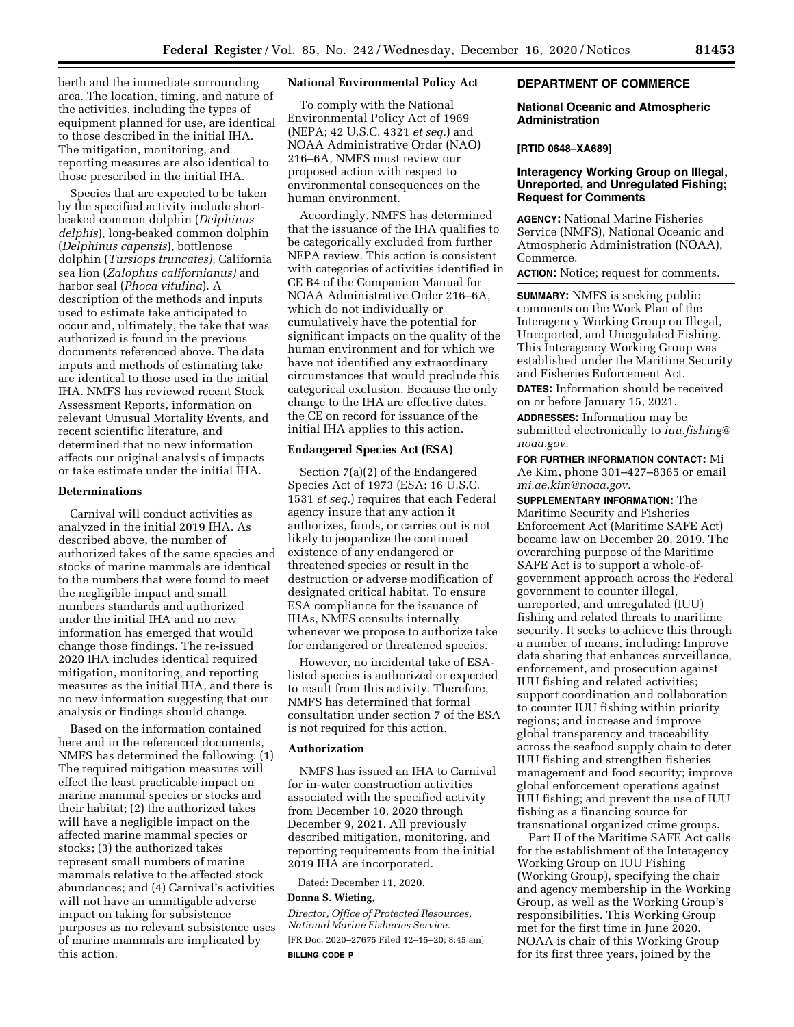berth and the immediate surrounding area. The location, timing, and nature of the activities, including the types of equipment planned for use, are identical to those described in the initial IHA. The mitigation, monitoring, and reporting measures are also identical to those prescribed in the initial IHA.

Species that are expected to be taken by the specified activity include short-beaked common dolphin (*Delphinus delphis*), long-beaked common dolphin (*Delphinus capensis*), bottlenose dolphin (*Tursiops truncates),* California sea lion (*Zalophus californianus)* and harbor seal (*Phoca vitulina*). A description of the methods and inputs used to estimate take anticipated to occur and, ultimately, the take that was authorized is found in the previous documents referenced above. The data inputs and methods of estimating take are identical to those used in the initial IHA. NMFS has reviewed recent Stock Assessment Reports, information on relevant Unusual Mortality Events, and recent scientific literature, and determined that no new information affects our original analysis of impacts or take estimate under the initial IHA.

### Determinations

Carnival will conduct activities as analyzed in the initial 2019 IHA. As described above, the number of authorized takes of the same species and stocks of marine mammals are identical to the numbers that were found to meet the negligible impact and small numbers standards and authorized under the initial IHA and no new information has emerged that would change those findings. The re-issued 2020 IHA includes identical required mitigation, monitoring, and reporting measures as the initial IHA, and there is no new information suggesting that our analysis or findings should change.

Based on the information contained here and in the referenced documents, NMFS has determined the following: (1) The required mitigation measures will effect the least practicable impact on marine mammal species or stocks and their habitat; (2) the authorized takes will have a negligible impact on the affected marine mammal species or stocks; (3) the authorized takes represent small numbers of marine mammals relative to the affected stock abundances; and (4) Carnival's activities will not have an unmitigable adverse impact on taking for subsistence purposes as no relevant subsistence uses of marine mammals are implicated by this action.

### National Environmental Policy Act

To comply with the National Environmental Policy Act of 1969 (NEPA; 42 U.S.C. 4321 *et seq.*) and NOAA Administrative Order (NAO) 216–6A, NMFS must review our proposed action with respect to environmental consequences on the human environment.

Accordingly, NMFS has determined that the issuance of the IHA qualifies to be categorically excluded from further NEPA review. This action is consistent with categories of activities identified in CE B4 of the Companion Manual for NOAA Administrative Order 216–6A, which do not individually or cumulatively have the potential for significant impacts on the quality of the human environment and for which we have not identified any extraordinary circumstances that would preclude this categorical exclusion. Because the only change to the IHA are effective dates, the CE on record for issuance of the initial IHA applies to this action.

### Endangered Species Act (ESA)

Section 7(a)(2) of the Endangered Species Act of 1973 (ESA: 16 U.S.C. 1531 *et seq.*) requires that each Federal agency insure that any action it authorizes, funds, or carries out is not likely to jeopardize the continued existence of any endangered or threatened species or result in the destruction or adverse modification of designated critical habitat. To ensure ESA compliance for the issuance of IHAs, NMFS consults internally whenever we propose to authorize take for endangered or threatened species.

However, no incidental take of ESA-listed species is authorized or expected to result from this activity. Therefore, NMFS has determined that formal consultation under section 7 of the ESA is not required for this action.

### Authorization

NMFS has issued an IHA to Carnival for in-water construction activities associated with the specified activity from December 10, 2020 through December 9, 2021. All previously described mitigation, monitoring, and reporting requirements from the initial 2019 IHA are incorporated.

Dated: December 11, 2020.

**Donna S. Wieting,**

*Director, Office of Protected Resources, National Marine Fisheries Service.*

[FR Doc. 2020–27675 Filed 12–15–20; 8:45 am]

**BILLING CODE P**

## DEPARTMENT OF COMMERCE

### National Oceanic and Atmospheric Administration

**[RTID 0648–XA689]**

### Interagency Working Group on Illegal, Unreported, and Unregulated Fishing; Request for Comments

**AGENCY:** National Marine Fisheries Service (NMFS), National Oceanic and Atmospheric Administration (NOAA), Commerce.

**ACTION:** Notice; request for comments.

**SUMMARY:** NMFS is seeking public comments on the Work Plan of the Interagency Working Group on Illegal, Unreported, and Unregulated Fishing. This Interagency Working Group was established under the Maritime Security and Fisheries Enforcement Act.

**DATES:** Information should be received on or before January 15, 2021.

**ADDRESSES:** Information may be submitted electronically to *iuu.fishing@noaa.gov.*

**FOR FURTHER INFORMATION CONTACT:** Mi Ae Kim, phone 301–427–8365 or email *mi.ae.kim@noaa.gov.*

**SUPPLEMENTARY INFORMATION:** The Maritime Security and Fisheries Enforcement Act (Maritime SAFE Act) became law on December 20, 2019. The overarching purpose of the Maritime SAFE Act is to support a whole-of-government approach across the Federal government to counter illegal, unreported, and unregulated (IUU) fishing and related threats to maritime security. It seeks to achieve this through a number of means, including: Improve data sharing that enhances surveillance, enforcement, and prosecution against IUU fishing and related activities; support coordination and collaboration to counter IUU fishing within priority regions; and increase and improve global transparency and traceability across the seafood supply chain to deter IUU fishing and strengthen fisheries management and food security; improve global enforcement operations against IUU fishing; and prevent the use of IUU fishing as a financing source for transnational organized crime groups.

Part II of the Maritime SAFE Act calls for the establishment of the Interagency Working Group on IUU Fishing (Working Group), specifying the chair and agency membership in the Working Group, as well as the Working Group's responsibilities. This Working Group met for the first time in June 2020. NOAA is chair of this Working Group for its first three years, joined by the